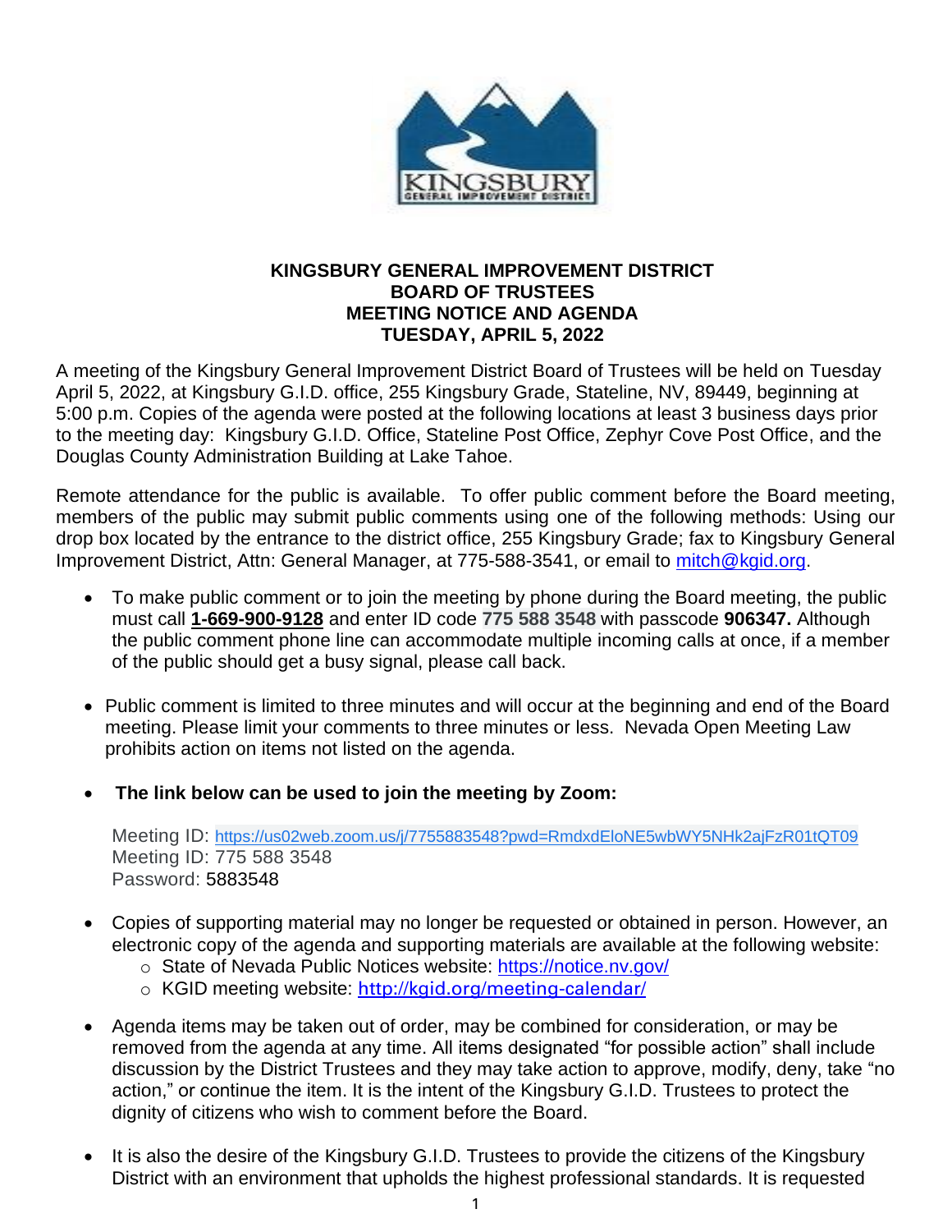**KINGSBURY GENERAL IMPROVEMENT DISTRICT**
**BOARD OF TRUSTEES**
**MEETING NOTICE AND AGENDA**
**TUESDAY, APRIL 5, 2022**

A meeting of the Kingsbury General Improvement District Board of Trustees will be held on Tuesday April 5, 2022, at Kingsbury G.I.D. office, 255 Kingsbury Grade, Stateline, NV, 89449, beginning at 5:00 p.m. Copies of the agenda were posted at the following locations at least 3 business days prior to the meeting day: Kingsbury G.I.D. Office, Stateline Post Office, Zephyr Cove Post Office, and the Douglas County Administration Building at Lake Tahoe.

Remote attendance for the public is available. To offer public comment before the Board meeting, members of the public may submit public comments using one of the following methods: Using our drop box located by the entrance to the district office, 255 Kingsbury Grade; fax to Kingsbury General Improvement District, Attn: General Manager, at 775-588-3541, or email to mitch@kgid.org.

- To make public comment or to join the meeting by phone during the Board meeting, the public must call **1-669-900-9128** and enter ID code **775 588 3548** with passcode **906347.** Although the public comment phone line can accommodate multiple incoming calls at once, if a member of the public should get a busy signal, please call back.

- Public comment is limited to three minutes and will occur at the beginning and end of the Board meeting. Please limit your comments to three minutes or less. Nevada Open Meeting Law prohibits action on items not listed on the agenda.

- **The link below can be used to join the meeting by Zoom:**

  Meeting ID: https://us02web.zoom.us/j/7755883548?pwd=RmdxdEloNE5wbWY5NHk2ajFzR01tQT09
  Meeting ID: 775 588 3548
  Password: 5883548

- Copies of supporting material may no longer be requested or obtained in person. However, an electronic copy of the agenda and supporting materials are available at the following website:
  - State of Nevada Public Notices website: https://notice.nv.gov/
  - KGID meeting website: http://kgid.org/meeting-calendar/

- Agenda items may be taken out of order, may be combined for consideration, or may be removed from the agenda at any time. All items designated "for possible action" shall include discussion by the District Trustees and they may take action to approve, modify, deny, take "no action," or continue the item. It is the intent of the Kingsbury G.I.D. Trustees to protect the dignity of citizens who wish to comment before the Board.

- It is also the desire of the Kingsbury G.I.D. Trustees to provide the citizens of the Kingsbury District with an environment that upholds the highest professional standards. It is requested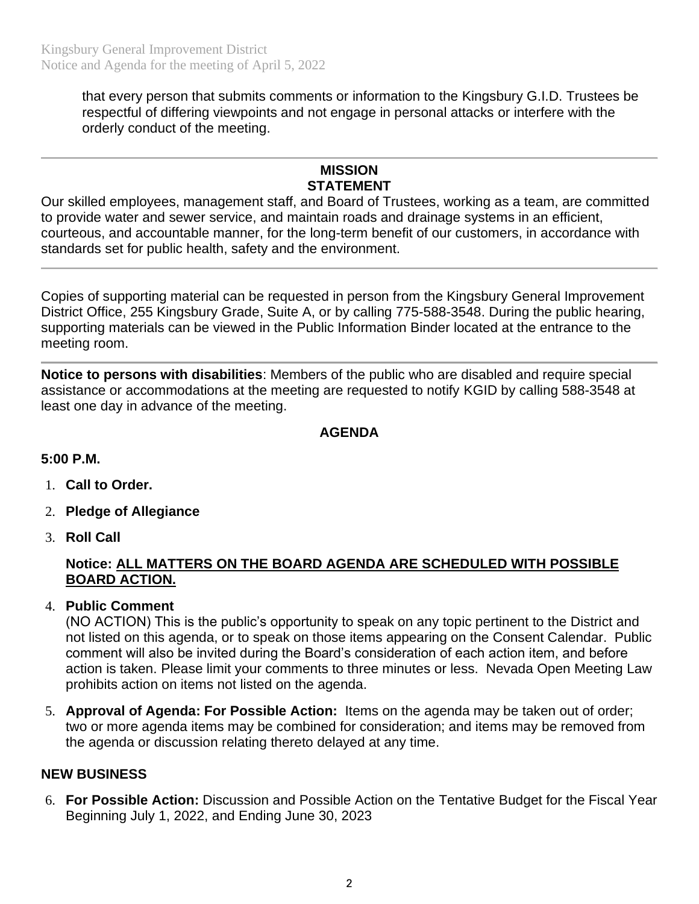that every person that submits comments or information to the Kingsbury G.I.D. Trustees be respectful of differing viewpoints and not engage in personal attacks or interfere with the orderly conduct of the meeting.

---

## MISSION STATEMENT

Our skilled employees, management staff, and Board of Trustees, working as a team, are committed to provide water and sewer service, and maintain roads and drainage systems in an efficient, courteous, and accountable manner, for the long-term benefit of our customers, in accordance with standards set for public health, safety and the environment.

---

Copies of supporting material can be requested in person from the Kingsbury General Improvement District Office, 255 Kingsbury Grade, Suite A, or by calling 775-588-3548. During the public hearing, supporting materials can be viewed in the Public Information Binder located at the entrance to the meeting room.

---

**Notice to persons with disabilities**: Members of the public who are disabled and require special assistance or accommodations at the meeting are requested to notify KGID by calling 588-3548 at least one day in advance of the meeting.

## AGENDA

**5:00 P.M.**

1. **Call to Order.**
2. **Pledge of Allegiance**
3. **Roll Call**

   **Notice: ALL MATTERS ON THE BOARD AGENDA ARE SCHEDULED WITH POSSIBLE BOARD ACTION.**

4. **Public Comment**
   (NO ACTION) This is the public's opportunity to speak on any topic pertinent to the District and not listed on this agenda, or to speak on those items appearing on the Consent Calendar. Public comment will also be invited during the Board's consideration of each action item, and before action is taken. Please limit your comments to three minutes or less. Nevada Open Meeting Law prohibits action on items not listed on the agenda.
5. **Approval of Agenda: For Possible Action:** Items on the agenda may be taken out of order; two or more agenda items may be combined for consideration; and items may be removed from the agenda or discussion relating thereto delayed at any time.

**NEW BUSINESS**

6. **For Possible Action:** Discussion and Possible Action on the Tentative Budget for the Fiscal Year Beginning July 1, 2022, and Ending June 30, 2023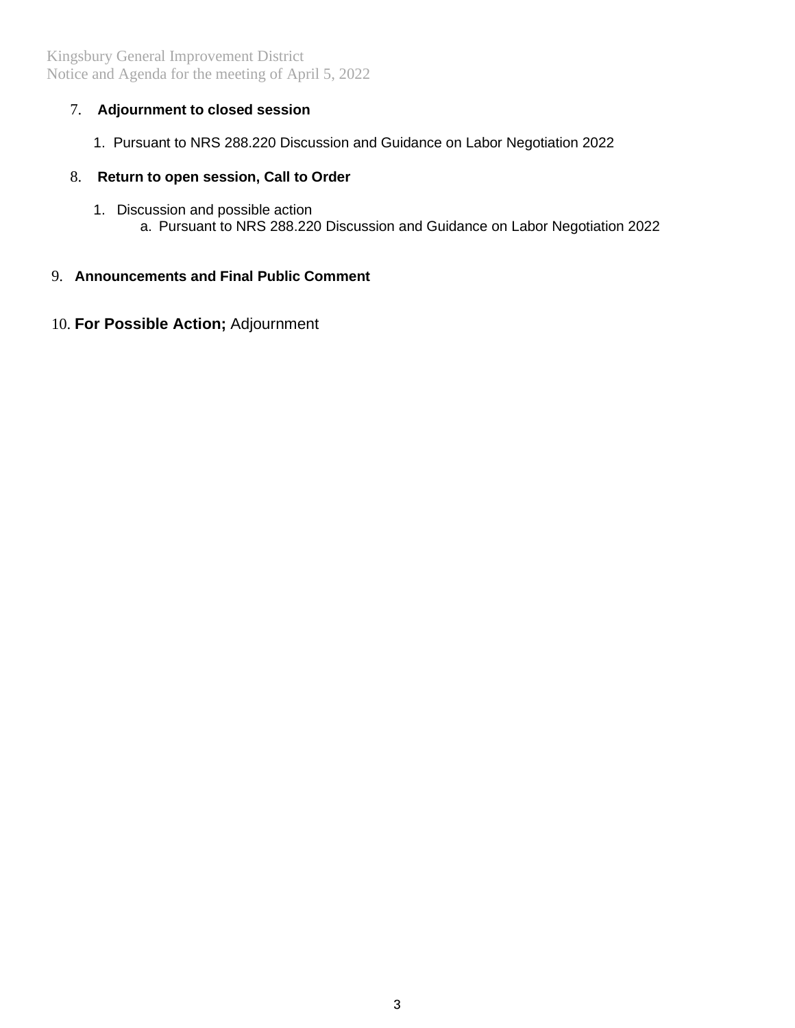7. **Adjournment to closed session**

   1. Pursuant to NRS 288.220 Discussion and Guidance on Labor Negotiation 2022

8. **Return to open session, Call to Order**

   1. Discussion and possible action
      a. Pursuant to NRS 288.220 Discussion and Guidance on Labor Negotiation 2022

9. **Announcements and Final Public Comment**

10. **For Possible Action;** Adjournment